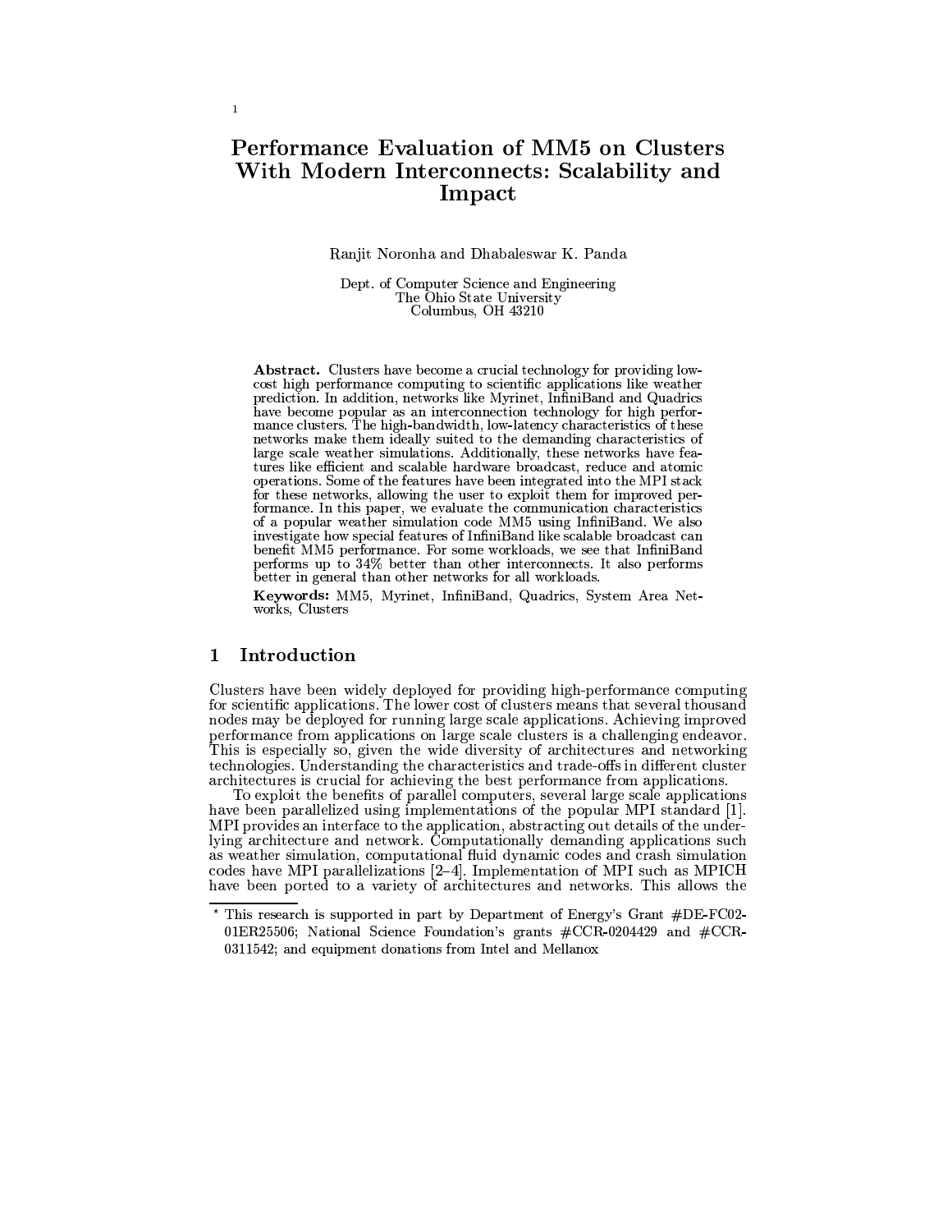# Performance Evaluation of MM5 on Clusters With Modern Interconnects: Scalability and Impact

Ranjit Noronha and Dhabaleswar K. Panda

Dept. of Computer Science and Engineering
The Ohio State University
Columbus, OH 43210

**Abstract.** Clusters have become a crucial technology for providing low-cost high performance computing to scientific applications like weather prediction. In addition, networks like Myrinet, InfiniBand and Quadrics have become popular as an interconnection technology for high performance clusters. The high-bandwidth, low-latency characteristics of these networks make them ideally suited to the demanding characteristics of large scale weather simulations. Additionally, these networks have features like efficient and scalable hardware broadcast, reduce and atomic operations. Some of the features have been integrated into the MPI stack for these networks, allowing the user to exploit them for improved performance. In this paper, we evaluate the communication characteristics of a popular weather simulation code MM5 using InfiniBand. We also investigate how special features of InfiniBand like scalable broadcast can benefit MM5 performance. For some workloads, we see that InfiniBand performs up to 34% better than other interconnects. It also performs better in general than other networks for all workloads.

**Keywords:** MM5, Myrinet, InfiniBand, Quadrics, System Area Networks, Clusters

## 1 Introduction

Clusters have been widely deployed for providing high-performance computing for scientific applications. The lower cost of clusters means that several thousand nodes may be deployed for running large scale applications. Achieving improved performance from applications on large scale clusters is a challenging endeavor. This is especially so, given the wide diversity of architectures and networking technologies. Understanding the characteristics and trade-offs in different cluster architectures is crucial for achieving the best performance from applications.

To exploit the benefits of parallel computers, several large scale applications have been parallelized using implementations of the popular MPI standard [1]. MPI provides an interface to the application, abstracting out details of the underlying architecture and network. Computationally demanding applications such as weather simulation, computational fluid dynamic codes and crash simulation codes have MPI parallelizations [2–4]. Implementation of MPI such as MPICH have been ported to a variety of architectures and networks. This allows the

* This research is supported in part by Department of Energy's Grant #DE-FC02-01ER25506; National Science Foundation's grants #CCR-0204429 and #CCR-0311542; and equipment donations from Intel and Mellanox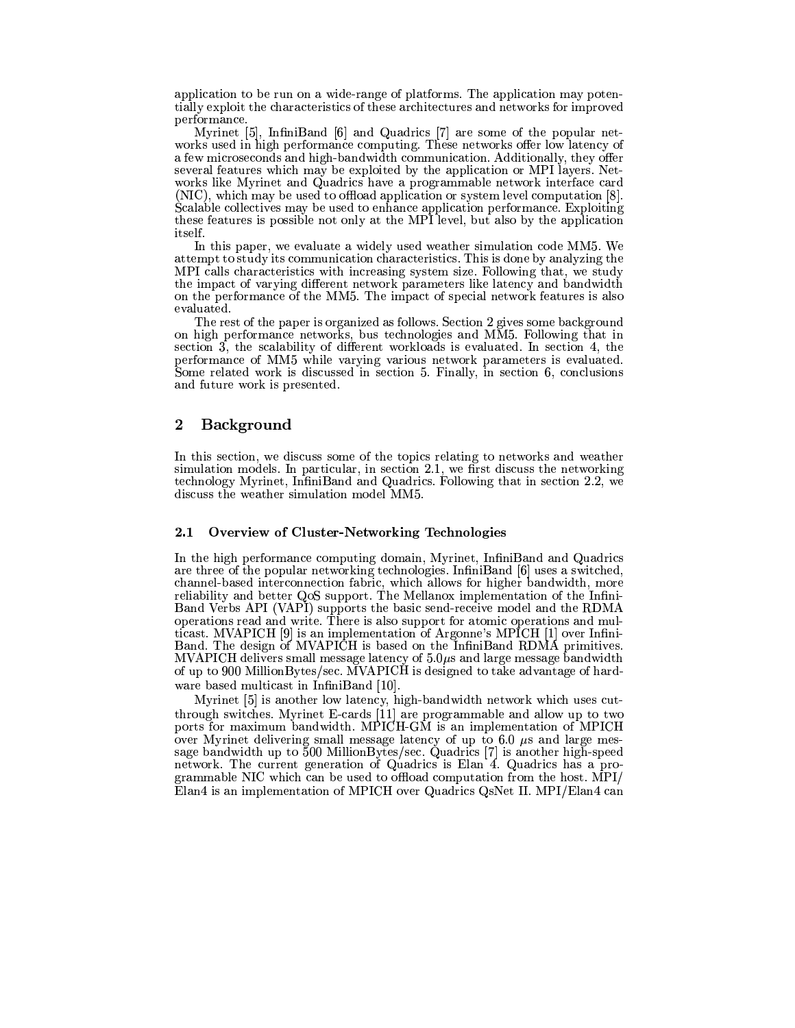application to be run on a wide-range of platforms. The application may potentially exploit the characteristics of these architectures and networks for improved performance.

Myrinet [5], InfiniBand [6] and Quadrics [7] are some of the popular networks used in high performance computing. These networks offer low latency of a few microseconds and high-bandwidth communication. Additionally, they offer several features which may be exploited by the application or MPI layers. Networks like Myrinet and Quadrics have a programmable network interface card (NIC), which may be used to offload application or system level computation [8]. Scalable collectives may be used to enhance application performance. Exploiting these features is possible not only at the MPI level, but also by the application itself.

In this paper, we evaluate a widely used weather simulation code MM5. We attempt to study its communication characteristics. This is done by analyzing the MPI calls characteristics with increasing system size. Following that, we study the impact of varying different network parameters like latency and bandwidth on the performance of the MM5. The impact of special network features is also evaluated.

The rest of the paper is organized as follows. Section 2 gives some background on high performance networks, bus technologies and MM5. Following that in section 3, the scalability of different workloads is evaluated. In section 4, the performance of MM5 while varying various network parameters is evaluated. Some related work is discussed in section 5. Finally, in section 6, conclusions and future work is presented.

## 2 Background

In this section, we discuss some of the topics relating to networks and weather simulation models. In particular, in section 2.1, we first discuss the networking technology Myrinet, InfiniBand and Quadrics. Following that in section 2.2, we discuss the weather simulation model MM5.

### 2.1 Overview of Cluster-Networking Technologies

In the high performance computing domain, Myrinet, InfiniBand and Quadrics are three of the popular networking technologies. InfiniBand [6] uses a switched, channel-based interconnection fabric, which allows for higher bandwidth, more reliability and better QoS support. The Mellanox implementation of the InfiniBand Verbs API (VAPI) supports the basic send-receive model and the RDMA operations read and write. There is also support for atomic operations and multicast. MVAPICH [9] is an implementation of Argonne's MPICH [1] over InfiniBand. The design of MVAPICH is based on the InfiniBand RDMA primitives. MVAPICH delivers small message latency of $5.0\mu$s and large message bandwidth of up to 900 MillionBytes/sec. MVAPICH is designed to take advantage of hardware based multicast in InfiniBand [10].

Myrinet [5] is another low latency, high-bandwidth network which uses cut-through switches. Myrinet E-cards [11] are programmable and allow up to two ports for maximum bandwidth. MPICH-GM is an implementation of MPICH over Myrinet delivering small message latency of up to 6.0 $\mu$s and large message bandwidth up to 500 MillionBytes/sec. Quadrics [7] is another high-speed network. The current generation of Quadrics is Elan 4. Quadrics has a programmable NIC which can be used to offload computation from the host. MPI/Elan4 is an implementation of MPICH over Quadrics QsNet II. MPI/Elan4 can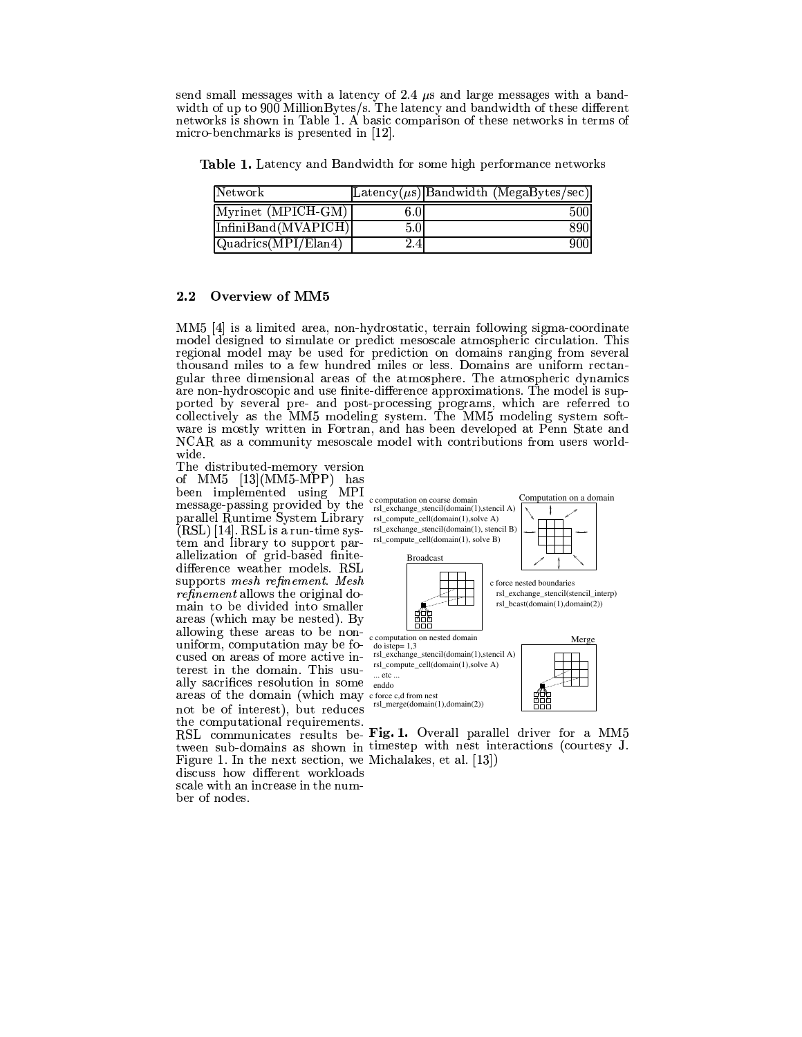send small messages with a latency of 2.4 μs and large messages with a bandwidth of up to 900 MillionBytes/s. The latency and bandwidth of these different networks is shown in Table 1. A basic comparison of these networks in terms of micro-benchmarks is presented in [12].

**Table 1.** Latency and Bandwidth for some high performance networks

| Network | Latency(μs) | Bandwidth (MegaBytes/sec) |
|---|---|---|
| Myrinet (MPICH-GM) | 6.0 | 500 |
| InfiniBand(MVAPICH) | 5.0 | 890 |
| Quadrics(MPI/Elan4) | 2.4 | 900 |

### 2.2 Overview of MM5

MM5 [4] is a limited area, non-hydrostatic, terrain following sigma-coordinate model designed to simulate or predict mesoscale atmospheric circulation. This regional model may be used for prediction on domains ranging from several thousand miles to a few hundred miles or less. Domains are uniform rectangular three dimensional areas of the atmosphere. The atmospheric dynamics are non-hydroscopic and use finite-difference approximations. The model is supported by several pre- and post-processing programs, which are referred to collectively as the MM5 modeling system. The MM5 modeling system software is mostly written in Fortran, and has been developed at Penn State and NCAR as a community mesoscale model with contributions from users worldwide.

The distributed-memory version of MM5 [13](MM5-MPP) has been implemented using MPI message-passing provided by the parallel Runtime System Library (RSL) [14]. RSL is a run-time system and library to support parallelization of grid-based finite-difference weather models. RSL supports *mesh refinement*. *Mesh refinement* allows the original domain to be divided into smaller areas (which may be nested). By allowing these areas to be non-uniform, computation may be focused on areas of more active interest in the domain. This usually sacrifices resolution in some areas of the domain (which may not be of interest), but reduces the computational requirements. RSL communicates results between sub-domains as shown in Figure 1. In the next section, we discuss how different workloads scale with an increase in the number of nodes.

```
c computation on coarse domain
  rsl_exchange_stencil(domain(1),stencil A)
  rsl_compute_cell(domain(1),solve A)
  rsl_exchange_stencil(domain(1), stencil B)
  rsl_compute_cell(domain(1), solve B)

c force nested boundaries
  rsl_exchange_stencil(stencil_interp)
  rsl_bcast(domain(1),domain(2))

c computation on nested domain
  do istep= 1,3
  rsl_exchange_stencil(domain(1),stencil A)
  rsl_compute_cell(domain(1),solve A)
  ... etc ...
  enddo
c force c,d from nest
  rsl_merge(domain(1),domain(2))
```

**Fig. 1.** Overall parallel driver for a MM5 timestep with nest interactions (courtesy J. Michalakes, et al. [13])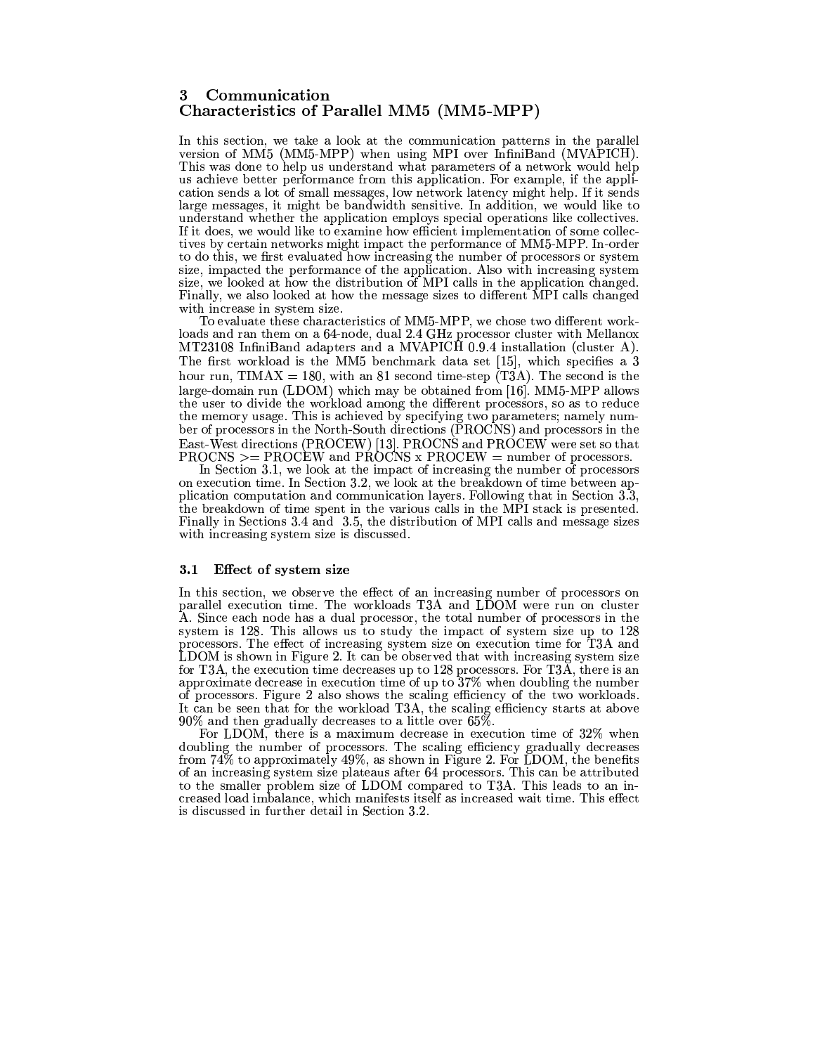## 3 Communication Characteristics of Parallel MM5 (MM5-MPP)

In this section, we take a look at the communication patterns in the parallel version of MM5 (MM5-MPP) when using MPI over InfiniBand (MVAPICH). This was done to help us understand what parameters of a network would help us achieve better performance from this application. For example, if the application sends a lot of small messages, low network latency might help. If it sends large messages, it might be bandwidth sensitive. In addition, we would like to understand whether the application employs special operations like collectives. If it does, we would like to examine how efficient implementation of some collectives by certain networks might impact the performance of MM5-MPP. In-order to do this, we first evaluated how increasing the number of processors or system size, impacted the performance of the application. Also with increasing system size, we looked at how the distribution of MPI calls in the application changed. Finally, we also looked at how the message sizes to different MPI calls changed with increase in system size.

To evaluate these characteristics of MM5-MPP, we chose two different workloads and ran them on a 64-node, dual 2.4 GHz processor cluster with Mellanox MT23108 InfiniBand adapters and a MVAPICH 0.9.4 installation (cluster A). The first workload is the MM5 benchmark data set [15], which specifies a 3 hour run, TIMAX = 180, with an 81 second time-step (T3A). The second is the large-domain run (LDOM) which may be obtained from [16]. MM5-MPP allows the user to divide the workload among the different processors, so as to reduce the memory usage. This is achieved by specifying two parameters; namely number of processors in the North-South directions (PROCNS) and processors in the East-West directions (PROCEW) [13]. PROCNS and PROCEW were set so that PROCNS >= PROCEW and PROCNS x PROCEW = number of processors.

In Section 3.1, we look at the impact of increasing the number of processors on execution time. In Section 3.2, we look at the breakdown of time between application computation and communication layers. Following that in Section 3.3, the breakdown of time spent in the various calls in the MPI stack is presented. Finally in Sections 3.4 and 3.5, the distribution of MPI calls and message sizes with increasing system size is discussed.

### 3.1 Effect of system size

In this section, we observe the effect of an increasing number of processors on parallel execution time. The workloads T3A and LDOM were run on cluster A. Since each node has a dual processor, the total number of processors in the system is 128. This allows us to study the impact of system size up to 128 processors. The effect of increasing system size on execution time for T3A and LDOM is shown in Figure 2. It can be observed that with increasing system size for T3A, the execution time decreases up to 128 processors. For T3A, there is an approximate decrease in execution time of up to 37% when doubling the number of processors. Figure 2 also shows the scaling efficiency of the two workloads. It can be seen that for the workload T3A, the scaling efficiency starts at above 90% and then gradually decreases to a little over 65%.

For LDOM, there is a maximum decrease in execution time of 32% when doubling the number of processors. The scaling efficiency gradually decreases from 74% to approximately 49%, as shown in Figure 2. For LDOM, the benefits of an increasing system size plateaus after 64 processors. This can be attributed to the smaller problem size of LDOM compared to T3A. This leads to an increased load imbalance, which manifests itself as increased wait time. This effect is discussed in further detail in Section 3.2.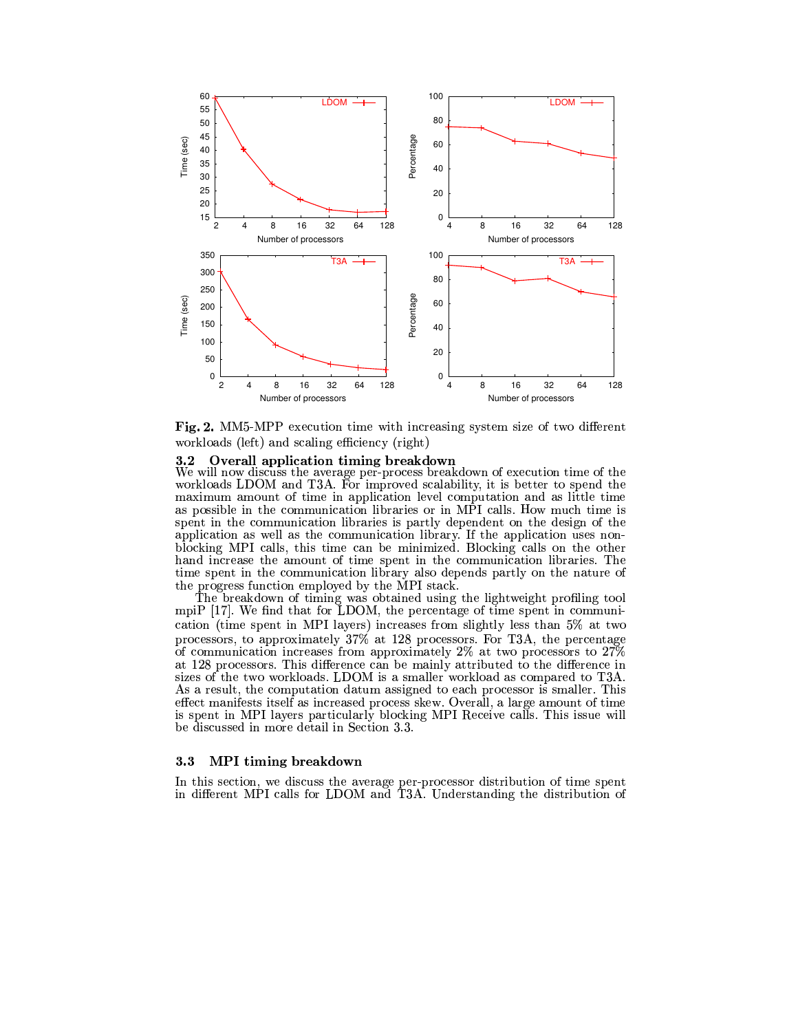**Fig. 2.** MM5-MPP execution time with increasing system size of two different workloads (left) and scaling efficiency (right)

### 3.2 Overall application timing breakdown

We will now discuss the average per-process breakdown of execution time of the workloads LDOM and T3A. For improved scalability, it is better to spend the maximum amount of time in application level computation and as little time as possible in the communication libraries or in MPI calls. How much time is spent in the communication libraries is partly dependent on the design of the application as well as the communication library. If the application uses non-blocking MPI calls, this time can be minimized. Blocking calls on the other hand increase the amount of time spent in the communication libraries. The time spent in the communication library also depends partly on the nature of the progress function employed by the MPI stack.

The breakdown of timing was obtained using the lightweight profiling tool mpiP [17]. We find that for LDOM, the percentage of time spent in communication (time spent in MPI layers) increases from slightly less than 5% at two processors, to approximately 37% at 128 processors. For T3A, the percentage of communication increases from approximately 2% at two processors to 27% at 128 processors. This difference can be mainly attributed to the difference in sizes of the two workloads. LDOM is a smaller workload as compared to T3A. As a result, the computation datum assigned to each processor is smaller. This effect manifests itself as increased process skew. Overall, a large amount of time is spent in MPI layers particularly blocking MPI Receive calls. This issue will be discussed in more detail in Section 3.3.

### 3.3 MPI timing breakdown

In this section, we discuss the average per-processor distribution of time spent in different MPI calls for LDOM and T3A. Understanding the distribution of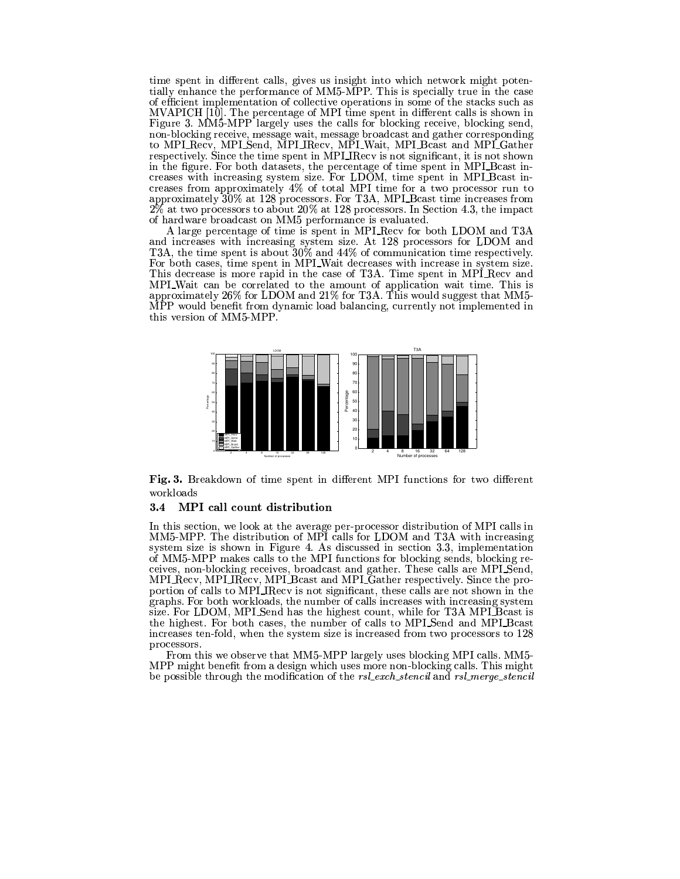time spent in different calls, gives us insight into which network might potentially enhance the performance of MM5-MPP. This is specially true in the case of efficient implementation of collective operations in some of the stacks such as MVAPICH [10]. The percentage of MPI time spent in different calls is shown in Figure 3. MM5-MPP largely uses the calls for blocking receive, blocking send, non-blocking receive, message wait, message broadcast and gather corresponding to MPI_Recv, MPI_Send, MPI_IRecv, MPI_Wait, MPI_Bcast and MPI_Gather respectively. Since the time spent in MPI_IRecv is not significant, it is not shown in the figure. For both datasets, the percentage of time spent in MPI_Bcast increases with increasing system size. For LDOM, time spent in MPI_Bcast increases from approximately 4% of total MPI time for a two processor run to approximately 30% at 128 processors. For T3A, MPI_Bcast time increases from 2% at two processors to about 20% at 128 processors. In Section 4.3, the impact of hardware broadcast on MM5 performance is evaluated.

A large percentage of time is spent in MPI_Recv for both LDOM and T3A and increases with increasing system size. At 128 processors for LDOM and T3A, the time spent is about 30% and 44% of communication time respectively. For both cases, time spent in MPI_Wait decreases with increase in system size. This decrease is more rapid in the case of T3A. Time spent in MPI_Recv and MPI_Wait can be correlated to the amount of application wait time. This is approximately 26% for LDOM and 21% for T3A. This would suggest that MM5-MPP would benefit from dynamic load balancing, currently not implemented in this version of MM5-MPP.

**Fig. 3.** Breakdown of time spent in different MPI functions for two different workloads

### 3.4 MPI call count distribution

In this section, we look at the average per-processor distribution of MPI calls in MM5-MPP. The distribution of MPI calls for LDOM and T3A with increasing system size is shown in Figure 4. As discussed in section 3.3, implementation of MM5-MPP makes calls to the MPI functions for blocking sends, blocking receives, non-blocking receives, broadcast and gather. These calls are MPI_Send, MPI_Recv, MPI_IRecv, MPI_Bcast and MPI_Gather respectively. Since the proportion of calls to MPI_IRecv is not significant, these calls are not shown in the graphs. For both workloads, the number of calls increases with increasing system size. For LDOM, MPI_Send has the highest count, while for T3A MPI_Bcast is the highest. For both cases, the number of calls to MPI_Send and MPI_Bcast increases ten-fold, when the system size is increased from two processors to 128 processors.

From this we observe that MM5-MPP largely uses blocking MPI calls. MM5-MPP might benefit from a design which uses more non-blocking calls. This might be possible through the modification of the *rsl_exch_stencil* and *rsl_merge_stencil*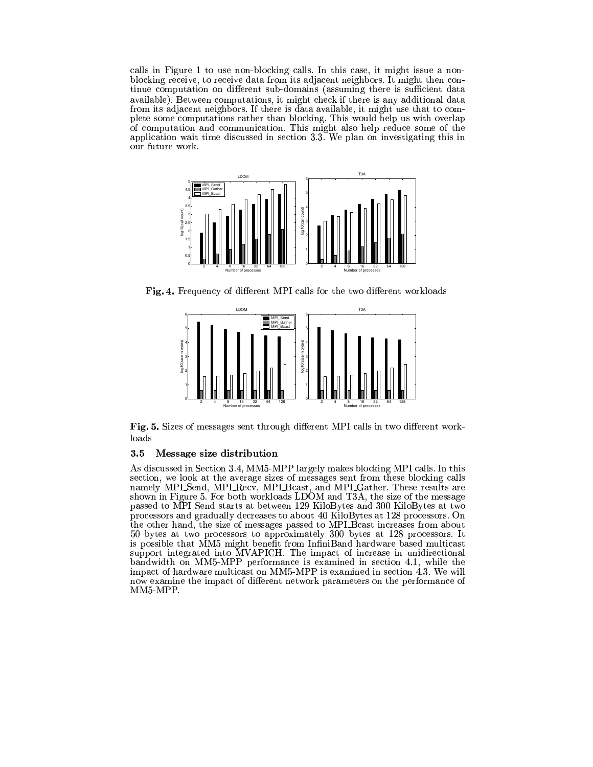calls in Figure 1 to use non-blocking calls. In this case, it might issue a non-blocking receive, to receive data from its adjacent neighbors. It might then continue computation on different sub-domains (assuming there is sufficient data available). Between computations, it might check if there is any additional data from its adjacent neighbors. If there is data available, it might use that to complete some computations rather than blocking. This would help us with overlap of computation and communication. This might also help reduce some of the application wait time discussed in section 3.3. We plan on investigating this in our future work.

**Fig. 4.** Frequency of different MPI calls for the two different workloads

**Fig. 5.** Sizes of messages sent through different MPI calls in two different workloads

### 3.5 Message size distribution

As discussed in Section 3.4, MM5-MPP largely makes blocking MPI calls. In this section, we look at the average sizes of messages sent from these blocking calls namely MPI_Send, MPI_Recv, MPI_Bcast, and MPI_Gather. These results are shown in Figure 5. For both workloads LDOM and T3A, the size of the message passed to MPI_Send starts at between 129 KiloBytes and 300 KiloBytes at two processors and gradually decreases to about 40 KiloBytes at 128 processors. On the other hand, the size of messages passed to MPI_Bcast increases from about 50 bytes at two processors to approximately 300 bytes at 128 processors. It is possible that MM5 might benefit from InfiniBand hardware based multicast support integrated into MVAPICH. The impact of increase in unidirectional bandwidth on MM5-MPP performance is examined in section 4.1, while the impact of hardware multicast on MM5-MPP is examined in section 4.3. We will now examine the impact of different network parameters on the performance of MM5-MPP.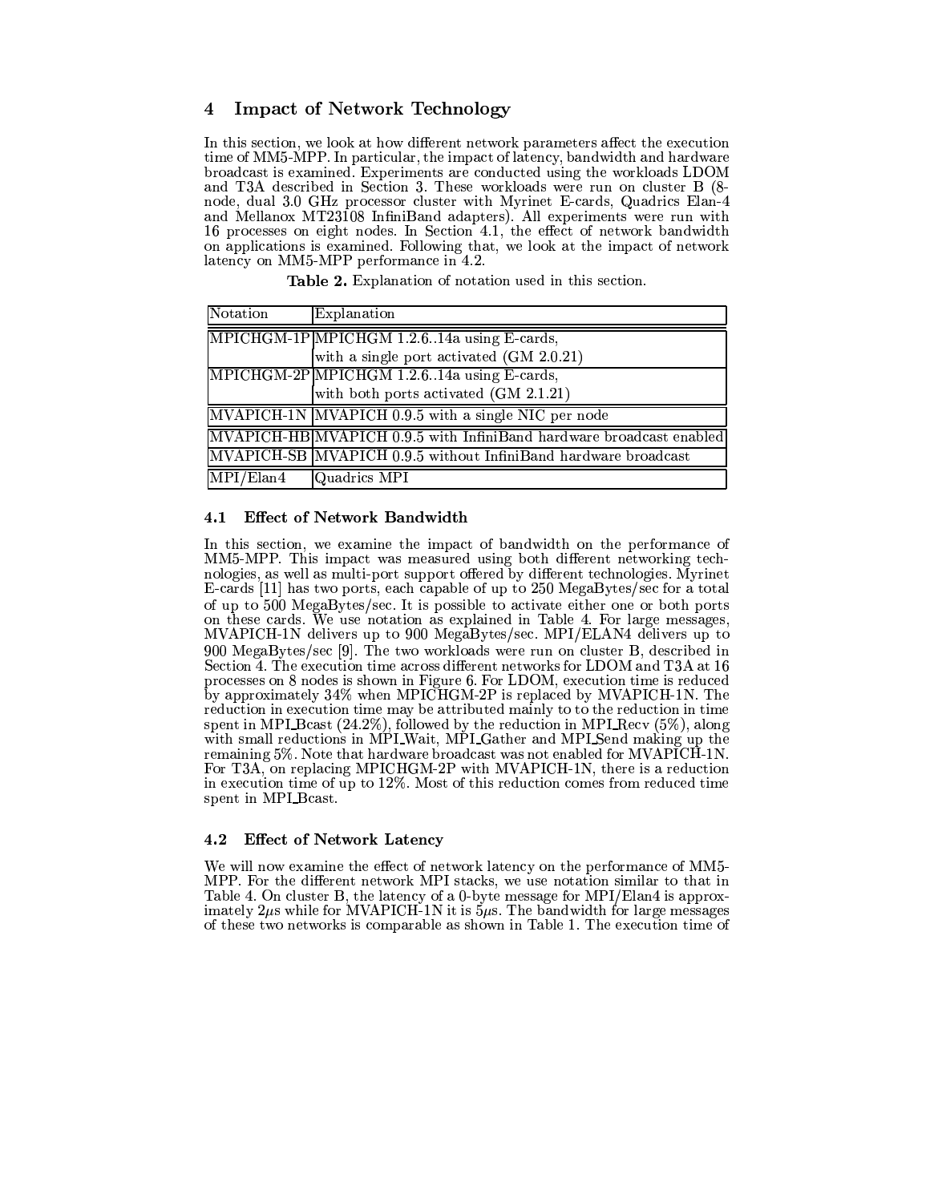## 4 Impact of Network Technology

In this section, we look at how different network parameters affect the execution time of MM5-MPP. In particular, the impact of latency, bandwidth and hardware broadcast is examined. Experiments are conducted using the workloads LDOM and T3A described in Section 3. These workloads were run on cluster B (8-node, dual 3.0 GHz processor cluster with Myrinet E-cards, Quadrics Elan-4 and Mellanox MT23108 InfiniBand adapters). All experiments were run with 16 processes on eight nodes. In Section 4.1, the effect of network bandwidth on applications is examined. Following that, we look at the impact of network latency on MM5-MPP performance in 4.2.

**Table 2.** Explanation of notation used in this section.

| Notation | Explanation |
|---|---|
| MPICHGM-1P | MPICHGM 1.2.6..14a using E-cards, with a single port activated (GM 2.0.21) |
| MPICHGM-2P | MPICHGM 1.2.6..14a using E-cards, with both ports activated (GM 2.1.21) |
| MVAPICH-1N | MVAPICH 0.9.5 with a single NIC per node |
| MVAPICH-HB | MVAPICH 0.9.5 with InfiniBand hardware broadcast enabled |
| MVAPICH-SB | MVAPICH 0.9.5 without InfiniBand hardware broadcast |
| MPI/Elan4 | Quadrics MPI |

### 4.1 Effect of Network Bandwidth

In this section, we examine the impact of bandwidth on the performance of MM5-MPP. This impact was measured using both different networking technologies, as well as multi-port support offered by different technologies. Myrinet E-cards [11] has two ports, each capable of up to 250 MegaBytes/sec for a total of up to 500 MegaBytes/sec. It is possible to activate either one or both ports on these cards. We use notation as explained in Table 4. For large messages, MVAPICH-1N delivers up to 900 MegaBytes/sec. MPI/ELAN4 delivers up to 900 MegaBytes/sec [9]. The two workloads were run on cluster B, described in Section 4. The execution time across different networks for LDOM and T3A at 16 processes on 8 nodes is shown in Figure 6. For LDOM, execution time is reduced by approximately 34% when MPICHGM-2P is replaced by MVAPICH-1N. The reduction in execution time may be attributed mainly to to the reduction in time spent in MPI_Bcast (24.2%), followed by the reduction in MPI_Recv (5%), along with small reductions in MPI_Wait, MPI_Gather and MPI_Send making up the remaining 5%. Note that hardware broadcast was not enabled for MVAPICH-1N. For T3A, on replacing MPICHGM-2P with MVAPICH-1N, there is a reduction in execution time of up to 12%. Most of this reduction comes from reduced time spent in MPI_Bcast.

### 4.2 Effect of Network Latency

We will now examine the effect of network latency on the performance of MM5-MPP. For the different network MPI stacks, we use notation similar to that in Table 4. On cluster B, the latency of a 0-byte message for MPI/Elan4 is approximately $2\mu$s while for MVAPICH-1N it is $5\mu$s. The bandwidth for large messages of these two networks is comparable as shown in Table 1. The execution time of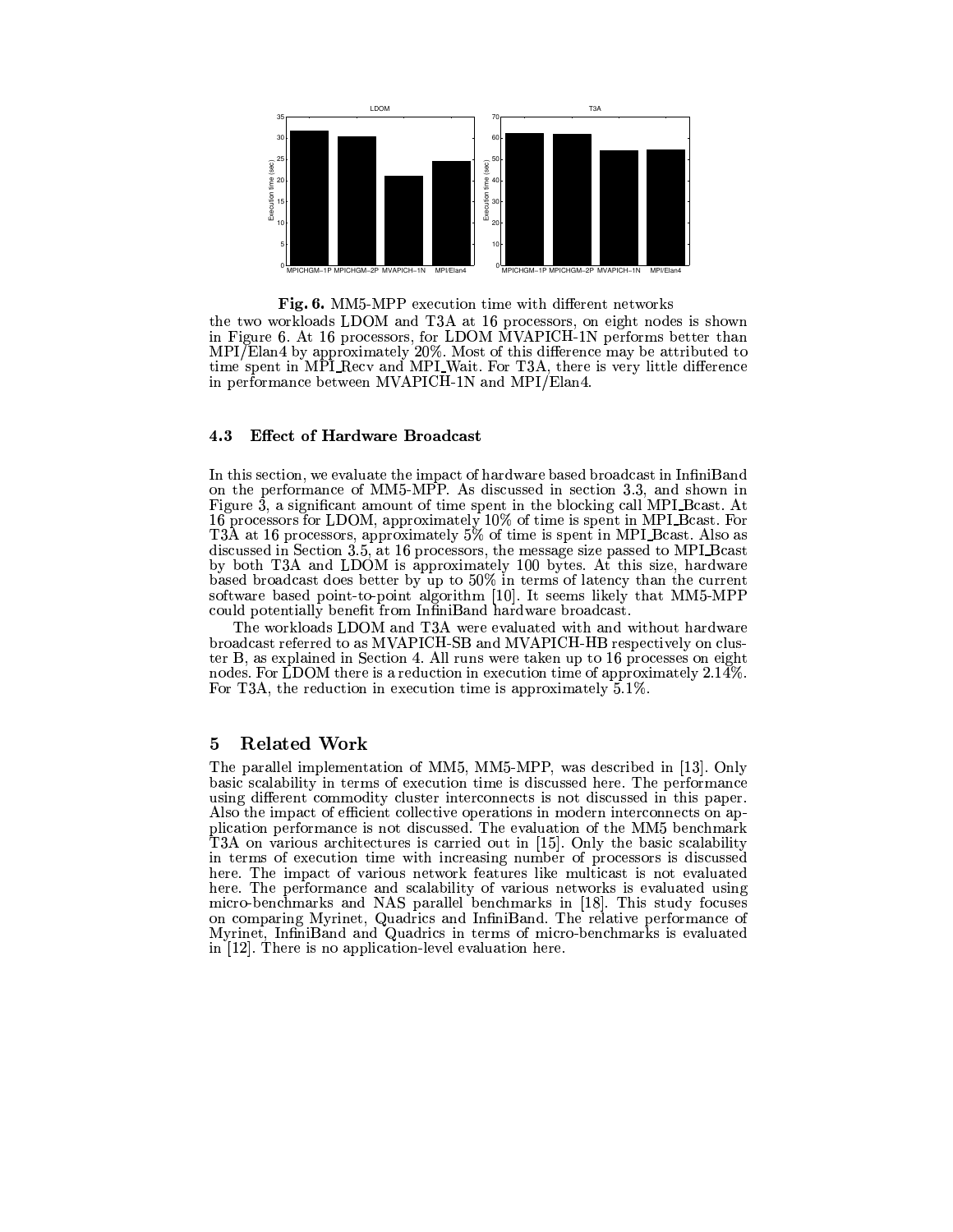**Fig. 6.** MM5-MPP execution time with different networks

the two workloads LDOM and T3A at 16 processors, on eight nodes is shown in Figure 6. At 16 processors, for LDOM MVAPICH-1N performs better than MPI/Elan4 by approximately 20%. Most of this difference may be attributed to time spent in MPI_Recv and MPI_Wait. For T3A, there is very little difference in performance between MVAPICH-1N and MPI/Elan4.

### 4.3 Effect of Hardware Broadcast

In this section, we evaluate the impact of hardware based broadcast in InfiniBand on the performance of MM5-MPP. As discussed in section 3.3, and shown in Figure 3, a significant amount of time spent in the blocking call MPI_Bcast. At 16 processors for LDOM, approximately 10% of time is spent in MPI_Bcast. For T3A at 16 processors, approximately 5% of time is spent in MPI_Bcast. Also as discussed in Section 3.5, at 16 processors, the message size passed to MPI_Bcast by both T3A and LDOM is approximately 100 bytes. At this size, hardware based broadcast does better by up to 50% in terms of latency than the current software based point-to-point algorithm [10]. It seems likely that MM5-MPP could potentially benefit from InfiniBand hardware broadcast.

The workloads LDOM and T3A were evaluated with and without hardware broadcast referred to as MVAPICH-SB and MVAPICH-HB respectively on cluster B, as explained in Section 4. All runs were taken up to 16 processes on eight nodes. For LDOM there is a reduction in execution time of approximately 2.14%. For T3A, the reduction in execution time is approximately 5.1%.

## 5 Related Work

The parallel implementation of MM5, MM5-MPP, was described in [13]. Only basic scalability in terms of execution time is discussed here. The performance using different commodity cluster interconnects is not discussed in this paper. Also the impact of efficient collective operations in modern interconnects on application performance is not discussed. The evaluation of the MM5 benchmark T3A on various architectures is carried out in [15]. Only the basic scalability in terms of execution time with increasing number of processors is discussed here. The impact of various network features like multicast is not evaluated here. The performance and scalability of various networks is evaluated using micro-benchmarks and NAS parallel benchmarks in [18]. This study focuses on comparing Myrinet, Quadrics and InfiniBand. The relative performance of Myrinet, InfiniBand and Quadrics in terms of micro-benchmarks is evaluated in [12]. There is no application-level evaluation here.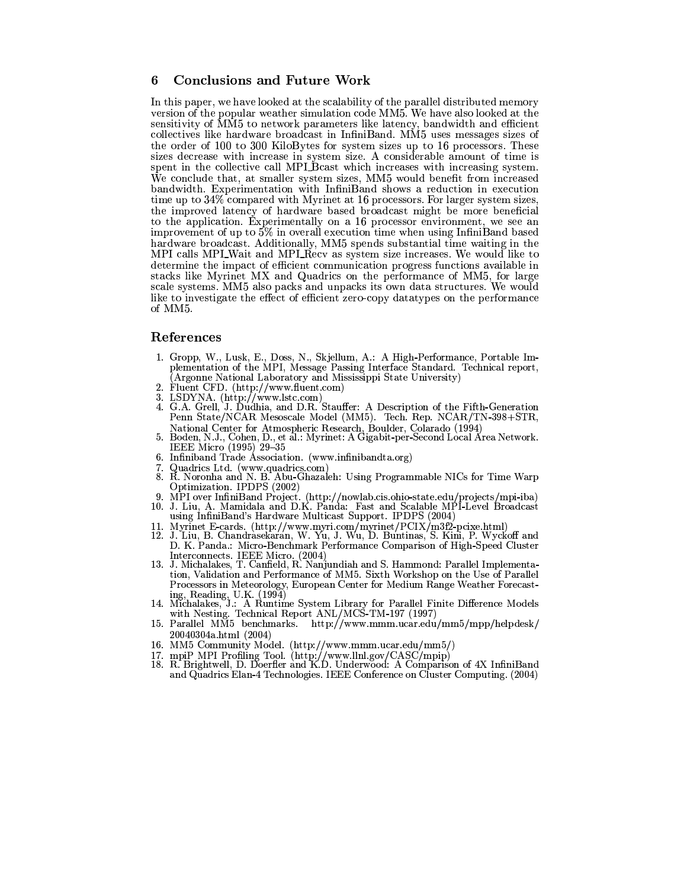## 6 Conclusions and Future Work

In this paper, we have looked at the scalability of the parallel distributed memory version of the popular weather simulation code MM5. We have also looked at the sensitivity of MM5 to network parameters like latency, bandwidth and efficient collectives like hardware broadcast in InfiniBand. MM5 uses messages sizes of the order of 100 to 300 KiloBytes for system sizes up to 16 processors. These sizes decrease with increase in system size. A considerable amount of time is spent in the collective call MPI_Bcast which increases with increasing system. We conclude that, at smaller system sizes, MM5 would benefit from increased bandwidth. Experimentation with InfiniBand shows a reduction in execution time up to 34% compared with Myrinet at 16 processors. For larger system sizes, the improved latency of hardware based broadcast might be more beneficial to the application. Experimentally on a 16 processor environment, we see an improvement of up to 5% in overall execution time when using InfiniBand based hardware broadcast. Additionally, MM5 spends substantial time waiting in the MPI calls MPI_Wait and MPI_Recv as system size increases. We would like to determine the impact of efficient communication progress functions available in stacks like Myrinet MX and Quadrics on the performance of MM5, for large scale systems. MM5 also packs and unpacks its own data structures. We would like to investigate the effect of efficient zero-copy datatypes on the performance of MM5.

## References

1. Gropp, W., Lusk, E., Doss, N., Skjellum, A.: A High-Performance, Portable Implementation of the MPI, Message Passing Interface Standard. Technical report, (Argonne National Laboratory and Mississippi State University)
2. Fluent CFD. (http://www.fluent.com)
3. LSDYNA. (http://www.lstc.com)
4. G.A. Grell, J. Dudhia, and D.R. Stauffer: A Description of the Fifth-Generation Penn State/NCAR Mesoscale Model (MM5). Tech. Rep. NCAR/TN-398+STR, National Center for Atmospheric Research, Boulder, Colarado (1994)
5. Boden, N.J., Cohen, D., et al.: Myrinet: A Gigabit-per-Second Local Area Network. IEEE Micro (1995) 29–35
6. Infiniband Trade Association. (www.infinibandta.org)
7. Quadrics Ltd. (www.quadrics.com)
8. R. Noronha and N. B. Abu-Ghazaleh: Using Programmable NICs for Time Warp Optimization. IPDPS (2002)
9. MPI over InfiniBand Project. (http://nowlab.cis.ohio-state.edu/projects/mpi-iba)
10. J. Liu, A. Mamidala and D.K. Panda: Fast and Scalable MPI-Level Broadcast using InfiniBand's Hardware Multicast Support. IPDPS (2004)
11. Myrinet E-cards. (http://www.myri.com/myrinet/PCIX/m3f2-pcixe.html)
12. J. Liu, B. Chandrasekaran, W. Yu, J. Wu, D. Buntinas, S. Kini, P. Wyckoff and D. K. Panda.: Micro-Benchmark Performance Comparison of High-Speed Cluster Interconnects. IEEE Micro. (2004)
13. J. Michalakes, T. Canfield, R. Nanjundiah and S. Hammond: Parallel Implementation, Validation and Performance of MM5. Sixth Workshop on the Use of Parallel Processors in Meteorology, European Center for Medium Range Weather Forecasting, Reading, U.K. (1994)
14. Michalakes, J.: A Runtime System Library for Parallel Finite Difference Models with Nesting. Technical Report ANL/MCS-TM-197 (1997)
15. Parallel MM5 benchmarks. http://www.mmm.ucar.edu/mm5/mpp/helpdesk/20040304a.html (2004)
16. MM5 Community Model. (http://www.mmm.ucar.edu/mm5/)
17. mpiP MPI Profiling Tool. (http://www.llnl.gov/CASC/mpip)
18. R. Brightwell, D. Doerfler and K.D. Underwood: A Comparison of 4X InfiniBand and Quadrics Elan-4 Technologies. IEEE Conference on Cluster Computing. (2004)